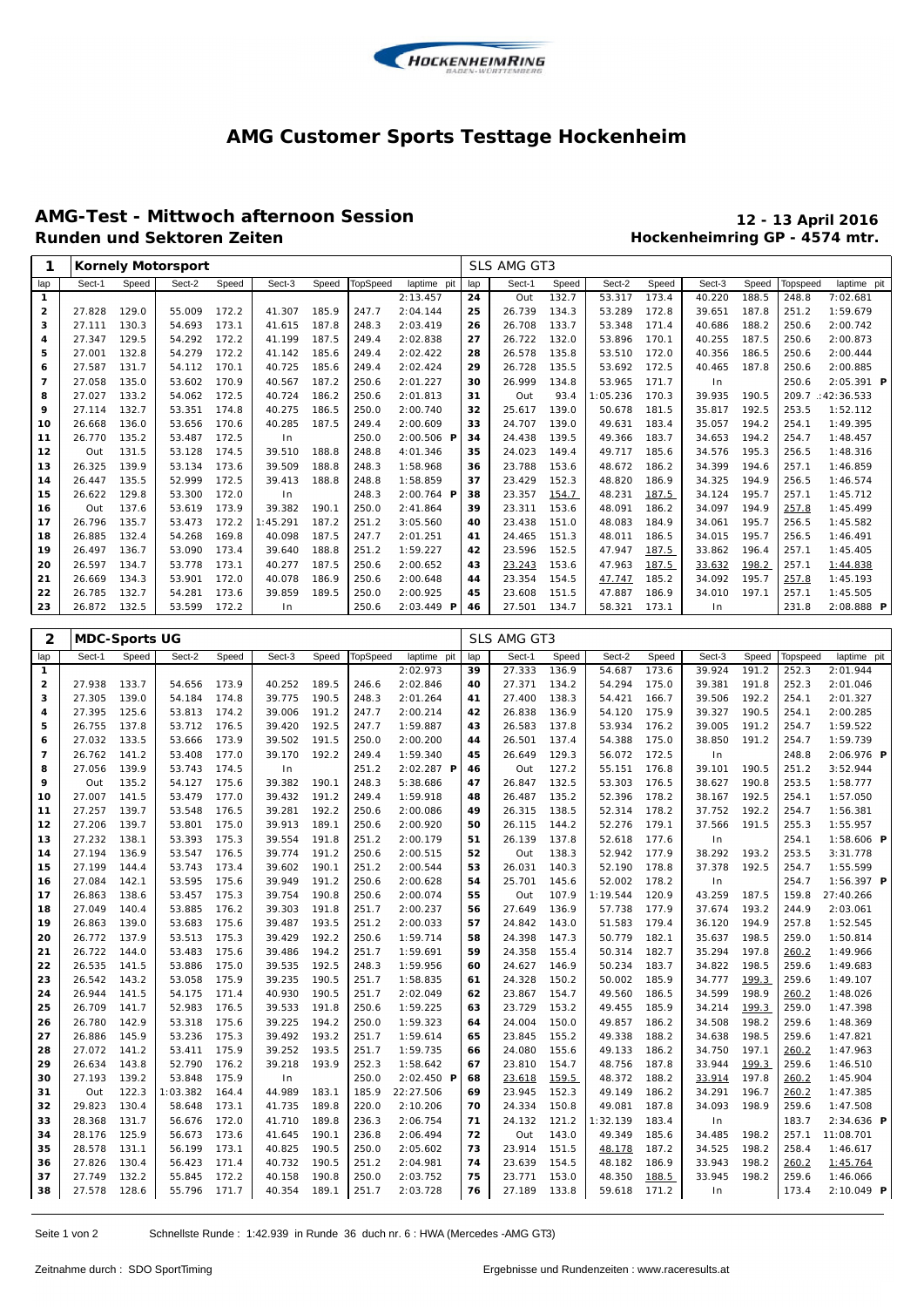# AMG Customer Sports Testtage Hockenheim

## AMG-Test - Mittwoch afternoon Session

**12 - 13 April 2016**

### Runden und Sektoren Zeiten

**Hockenheimring GP - 4574 mtr.**

| 1 | Kornely Motorsport | | | | | | | | SLS AMG GT3 | | | | | | | | |
|---|---|---|---|---|---|---|---|---|---|---|---|---|---|---|---|---|---|
| lap | Sect-1 | Speed | Sect-2 | Speed | Sect-3 | Speed | TopSpeed | laptime pit | lap | Sect-1 | Speed | Sect-2 | Speed | Sect-3 | Speed | Topspeed | laptime pit |
| 1 | | | | | | | | 2:13.457 | 24 | Out | 132.7 | 53.317 | 173.4 | 40.220 | 188.5 | 248.8 | 7:02.681 |
| 2 | 27.828 | 129.0 | 55.009 | 172.2 | 41.307 | 185.9 | 247.7 | 2:04.144 | 25 | 26.739 | 134.3 | 53.289 | 172.8 | 39.651 | 187.8 | 251.2 | 1:59.679 |
| 3 | 27.111 | 130.3 | 54.693 | 173.1 | 41.615 | 187.8 | 248.3 | 2:03.419 | 26 | 26.708 | 133.7 | 53.348 | 171.4 | 40.686 | 188.2 | 250.6 | 2:00.742 |
| 4 | 27.347 | 129.5 | 54.292 | 172.2 | 41.199 | 187.5 | 249.4 | 2:02.838 | 27 | 26.722 | 132.0 | 53.896 | 170.1 | 40.255 | 187.5 | 250.6 | 2:00.873 |
| 5 | 27.001 | 132.8 | 54.279 | 172.2 | 41.142 | 185.6 | 249.4 | 2:02.422 | 28 | 26.578 | 135.8 | 53.510 | 172.0 | 40.356 | 186.5 | 250.6 | 2:00.444 |
| 6 | 27.587 | 131.7 | 54.112 | 170.1 | 40.725 | 185.6 | 249.4 | 2:02.424 | 29 | 26.728 | 135.5 | 53.692 | 172.5 | 40.465 | 187.8 | 250.6 | 2:00.885 |
| 7 | 27.058 | 135.0 | 53.602 | 170.9 | 40.567 | 187.2 | 250.6 | 2:01.227 | 30 | 26.999 | 134.8 | 53.965 | 171.7 | In | | 250.6 | 2:05.391 P |
| 8 | 27.027 | 133.2 | 54.062 | 172.5 | 40.724 | 186.2 | 250.6 | 2:01.813 | 31 | Out | 93.4 | 1:05.236 | 170.3 | 39.935 | 190.5 | 209.7 | :42:36.533 |
| 9 | 27.114 | 132.7 | 53.351 | 174.8 | 40.275 | 186.5 | 250.0 | 2:00.740 | 32 | 25.617 | 139.0 | 50.678 | 181.5 | 35.817 | 192.5 | 253.5 | 1:52.112 |
| 10 | 26.668 | 136.0 | 53.656 | 170.6 | 40.285 | 187.5 | 249.4 | 2:00.609 | 33 | 24.707 | 139.0 | 49.631 | 183.4 | 35.057 | 194.2 | 254.1 | 1:49.395 |
| 11 | 26.770 | 135.2 | 53.487 | 172.5 | In | | 250.0 | 2:00.506 P | 34 | 24.438 | 139.5 | 49.366 | 183.7 | 34.653 | 194.2 | 254.7 | 1:48.457 |
| 12 | Out | 131.5 | 53.128 | 174.5 | 39.510 | 188.8 | 248.8 | 4:01.346 | 35 | 24.023 | 149.4 | 49.717 | 185.6 | 34.576 | 195.3 | 256.5 | 1:48.316 |
| 13 | 26.325 | 139.9 | 53.134 | 173.6 | 39.509 | 188.8 | 248.3 | 1:58.968 | 36 | 23.788 | 153.6 | 48.672 | 186.2 | 34.399 | 194.6 | 257.1 | 1:46.859 |
| 14 | 26.447 | 135.5 | 52.999 | 172.5 | 39.413 | 188.8 | 248.8 | 1:58.859 | 37 | 23.429 | 152.3 | 48.820 | 186.9 | 34.325 | 194.9 | 256.5 | 1:46.574 |
| 15 | 26.622 | 129.8 | 53.300 | 172.0 | In | | 248.3 | 2:00.764 P | 38 | 23.357 | 154.7 | 48.231 | 187.5 | 34.124 | 195.7 | 257.1 | 1:45.712 |
| 16 | Out | 137.6 | 53.619 | 173.9 | 39.382 | 190.1 | 250.0 | 2:41.864 | 39 | 23.311 | 153.6 | 48.091 | 186.2 | 34.097 | 194.9 | 257.8 | 1:45.499 |
| 17 | 26.796 | 135.7 | 53.473 | 172.2 | 1:45.291 | 187.2 | 251.2 | 3:05.560 | 40 | 23.438 | 151.0 | 48.083 | 184.9 | 34.061 | 195.7 | 256.5 | 1:45.582 |
| 18 | 26.885 | 132.4 | 54.268 | 169.8 | 40.098 | 187.5 | 247.7 | 2:01.251 | 41 | 24.465 | 151.3 | 48.011 | 186.5 | 34.015 | 195.7 | 256.5 | 1:46.491 |
| 19 | 26.497 | 136.7 | 53.090 | 173.4 | 39.640 | 188.8 | 251.2 | 1:59.227 | 42 | 23.596 | 152.5 | 47.947 | 187.5 | 33.862 | 196.4 | 257.1 | 1:45.405 |
| 20 | 26.597 | 134.7 | 53.778 | 173.1 | 40.277 | 187.5 | 250.6 | 2:00.652 | 43 | 23.243 | 153.6 | 47.963 | 187.5 | 33.632 | 198.2 | 257.1 | 1:44.838 |
| 21 | 26.669 | 134.3 | 53.901 | 172.0 | 40.078 | 186.9 | 250.6 | 2:00.648 | 44 | 23.354 | 154.5 | 47.747 | 185.2 | 34.092 | 195.7 | 257.8 | 1:45.193 |
| 22 | 26.785 | 132.7 | 54.281 | 173.6 | 39.859 | 189.5 | 250.0 | 2:00.925 | 45 | 23.608 | 151.5 | 47.887 | 186.9 | 34.010 | 197.1 | 257.1 | 1:45.505 |
| 23 | 26.872 | 132.5 | 53.599 | 172.2 | In | | 250.6 | 2:03.449 P | 46 | 27.501 | 134.7 | 58.321 | 173.1 | In | | 231.8 | 2:08.888 P |

| 2 | MDC-Sports UG | | | | | | | | SLS AMG GT3 | | | | | | | | |
|---|---|---|---|---|---|---|---|---|---|---|---|---|---|---|---|---|---|
| lap | Sect-1 | Speed | Sect-2 | Speed | Sect-3 | Speed | TopSpeed | laptime pit | lap | Sect-1 | Speed | Sect-2 | Speed | Sect-3 | Speed | Topspeed | laptime pit |
| 1 | | | | | | | | 2:02.973 | 39 | 27.333 | 136.9 | 54.687 | 173.6 | 39.924 | 191.2 | 252.3 | 2:01.944 |
| 2 | 27.938 | 133.7 | 54.656 | 173.9 | 40.252 | 189.5 | 246.6 | 2:02.846 | 40 | 27.371 | 134.2 | 54.294 | 175.0 | 39.381 | 191.8 | 252.3 | 2:01.046 |
| 3 | 27.305 | 139.0 | 54.184 | 174.8 | 39.775 | 190.5 | 248.3 | 2:01.264 | 41 | 27.400 | 138.3 | 54.421 | 166.7 | 39.506 | 192.2 | 254.1 | 2:01.327 |
| 4 | 27.395 | 125.6 | 53.813 | 174.2 | 39.006 | 191.2 | 247.7 | 2:00.214 | 42 | 26.838 | 136.9 | 54.120 | 175.9 | 39.327 | 190.5 | 254.1 | 2:00.285 |
| 5 | 26.755 | 137.8 | 53.712 | 176.5 | 39.420 | 192.5 | 247.7 | 1:59.887 | 43 | 26.583 | 137.8 | 53.934 | 176.2 | 39.005 | 191.2 | 254.7 | 1:59.522 |
| 6 | 27.032 | 133.5 | 53.666 | 173.9 | 39.502 | 191.5 | 250.0 | 2:00.200 | 44 | 26.501 | 137.4 | 54.388 | 175.0 | 38.850 | 191.2 | 254.7 | 1:59.739 |
| 7 | 26.762 | 141.2 | 53.408 | 177.0 | 39.170 | 192.2 | 249.4 | 1:59.340 | 45 | 26.649 | 129.3 | 56.072 | 172.5 | In | | 248.8 | 2:06.976 P |
| 8 | 27.056 | 139.9 | 53.743 | 174.5 | In | | 251.2 | 2:02.287 P | 46 | Out | 127.2 | 55.151 | 176.8 | 39.101 | 190.5 | 251.2 | 3:52.944 |
| 9 | Out | 135.2 | 54.127 | 175.6 | 39.382 | 190.1 | 248.3 | 5:38.686 | 47 | 26.847 | 132.5 | 53.303 | 176.5 | 38.627 | 190.8 | 253.5 | 1:58.777 |
| 10 | 27.007 | 141.5 | 53.479 | 177.0 | 39.432 | 191.2 | 249.4 | 1:59.918 | 48 | 26.487 | 135.2 | 52.396 | 178.2 | 38.167 | 192.5 | 254.1 | 1:57.050 |
| 11 | 27.257 | 139.7 | 53.548 | 176.5 | 39.281 | 192.2 | 250.6 | 2:00.086 | 49 | 26.315 | 138.5 | 52.314 | 178.2 | 37.752 | 192.2 | 254.7 | 1:56.381 |
| 12 | 27.206 | 139.7 | 53.801 | 175.0 | 39.913 | 189.1 | 250.6 | 2:00.920 | 50 | 26.115 | 144.2 | 52.276 | 179.1 | 37.566 | 191.5 | 255.3 | 1:55.957 |
| 13 | 27.232 | 138.1 | 53.393 | 175.3 | 39.554 | 191.8 | 251.2 | 2:00.179 | 51 | 26.139 | 137.8 | 52.618 | 177.6 | In | | 254.1 | 1:58.606 P |
| 14 | 27.194 | 136.9 | 53.547 | 176.5 | 39.774 | 191.2 | 250.6 | 2:00.515 | 52 | Out | 138.3 | 52.942 | 177.9 | 38.292 | 193.2 | 253.5 | 3:31.778 |
| 15 | 27.199 | 144.4 | 53.743 | 173.4 | 39.602 | 190.1 | 251.2 | 2:00.544 | 53 | 26.031 | 140.3 | 52.190 | 178.8 | 37.378 | 192.5 | 254.7 | 1:55.599 |
| 16 | 27.084 | 142.1 | 53.595 | 175.6 | 39.949 | 191.2 | 250.6 | 2:00.628 | 54 | 25.701 | 145.6 | 52.002 | 178.2 | In | | 254.7 | 1:56.397 P |
| 17 | 26.863 | 138.6 | 53.457 | 175.3 | 39.754 | 190.8 | 250.6 | 2:00.074 | 55 | Out | 107.9 | 1:19.544 | 120.9 | 43.259 | 187.5 | 159.8 | 27:40.266 |
| 18 | 27.049 | 140.4 | 53.885 | 176.2 | 39.303 | 191.8 | 251.7 | 2:00.237 | 56 | 27.649 | 136.9 | 57.738 | 177.9 | 37.674 | 193.2 | 244.9 | 2:03.061 |
| 19 | 26.863 | 139.0 | 53.683 | 175.6 | 39.487 | 193.5 | 251.2 | 2:00.033 | 57 | 24.842 | 143.0 | 51.583 | 179.4 | 36.120 | 194.9 | 257.8 | 1:52.545 |
| 20 | 26.772 | 137.9 | 53.513 | 175.3 | 39.429 | 192.2 | 250.6 | 1:59.714 | 58 | 24.398 | 147.3 | 50.779 | 182.1 | 35.637 | 198.5 | 259.0 | 1:50.814 |
| 21 | 26.722 | 144.0 | 53.483 | 175.6 | 39.486 | 194.2 | 251.7 | 1:59.691 | 59 | 24.358 | 155.4 | 50.314 | 182.7 | 35.294 | 197.8 | 260.2 | 1:49.966 |
| 22 | 26.535 | 141.5 | 53.886 | 175.0 | 39.535 | 192.5 | 248.3 | 1:59.956 | 60 | 24.627 | 146.9 | 50.234 | 183.7 | 34.822 | 198.5 | 259.6 | 1:49.683 |
| 23 | 26.542 | 143.2 | 53.058 | 175.9 | 39.235 | 190.5 | 251.7 | 1:58.835 | 61 | 24.328 | 150.2 | 50.002 | 185.9 | 34.777 | 199.3 | 259.6 | 1:49.107 |
| 24 | 26.944 | 141.5 | 54.175 | 171.4 | 40.930 | 190.5 | 251.7 | 2:02.049 | 62 | 23.867 | 154.7 | 49.560 | 186.5 | 34.599 | 198.9 | 260.2 | 1:48.026 |
| 25 | 26.709 | 141.7 | 52.983 | 176.5 | 39.533 | 191.8 | 250.6 | 1:59.225 | 63 | 23.729 | 153.2 | 49.455 | 185.9 | 34.214 | 199.3 | 259.0 | 1:47.398 |
| 26 | 26.780 | 142.9 | 53.318 | 175.6 | 39.225 | 194.2 | 250.0 | 1:59.323 | 64 | 24.004 | 150.0 | 49.857 | 186.2 | 34.508 | 198.2 | 259.6 | 1:48.369 |
| 27 | 26.886 | 145.9 | 53.236 | 175.3 | 39.492 | 193.2 | 251.7 | 1:59.614 | 65 | 23.845 | 155.2 | 49.338 | 188.2 | 34.638 | 198.5 | 259.6 | 1:47.821 |
| 28 | 27.072 | 141.2 | 53.411 | 175.9 | 39.252 | 193.5 | 251.7 | 1:59.735 | 66 | 24.080 | 155.6 | 49.133 | 186.2 | 34.750 | 197.1 | 260.2 | 1:47.963 |
| 29 | 26.634 | 143.8 | 52.790 | 176.2 | 39.218 | 193.9 | 252.3 | 1:58.642 | 67 | 23.810 | 154.7 | 48.756 | 187.8 | 33.944 | 199.3 | 259.6 | 1:46.510 |
| 30 | 27.193 | 139.2 | 53.848 | 175.9 | In | | 250.0 | 2:02.450 P | 68 | 23.618 | 159.5 | 48.372 | 188.2 | 33.914 | 197.8 | 260.2 | 1:45.904 |
| 31 | Out | 122.3 | 1:03.382 | 164.4 | 44.989 | 183.1 | 185.9 | 22:27.506 | 69 | 23.945 | 152.3 | 49.149 | 186.2 | 34.291 | 196.7 | 260.2 | 1:47.385 |
| 32 | 29.823 | 130.4 | 58.648 | 173.1 | 41.735 | 189.8 | 220.0 | 2:10.206 | 70 | 24.334 | 150.8 | 49.081 | 187.8 | 34.093 | 198.9 | 259.6 | 1:47.508 |
| 33 | 28.368 | 131.7 | 56.676 | 172.0 | 41.710 | 189.8 | 236.3 | 2:06.754 | 71 | 24.132 | 121.2 | 1:32.139 | 183.4 | In | | 183.7 | 2:34.636 P |
| 34 | 28.176 | 125.9 | 56.673 | 173.6 | 41.645 | 190.1 | 236.8 | 2:06.494 | 72 | Out | 143.0 | 49.349 | 185.6 | 34.485 | 198.2 | 257.1 | 11:08.701 |
| 35 | 28.578 | 131.1 | 56.199 | 173.1 | 40.825 | 190.5 | 250.0 | 2:05.602 | 73 | 23.914 | 151.5 | 48.178 | 187.2 | 34.525 | 198.2 | 258.4 | 1:46.617 |
| 36 | 27.826 | 130.4 | 56.423 | 171.4 | 40.732 | 190.5 | 251.2 | 2:04.981 | 74 | 23.639 | 154.5 | 48.182 | 186.9 | 33.943 | 198.2 | 260.2 | 1:45.764 |
| 37 | 27.749 | 132.2 | 55.845 | 172.2 | 40.158 | 190.8 | 250.0 | 2:03.752 | 75 | 23.771 | 153.0 | 48.350 | 188.5 | 33.945 | 198.2 | 259.6 | 1:46.066 |
| 38 | 27.578 | 128.6 | 55.796 | 171.7 | 40.354 | 189.1 | 251.7 | 2:03.728 | 76 | 27.189 | 133.8 | 59.618 | 171.2 | In | | 173.4 | 2:10.049 P |

Schnellste Runde : 1:42.939 in Runde 36 duch nr. 6 : HWA (Mercedes -AMG GT3)

Zeitnahme durch : SDO SportTiming

Ergebnisse und Rundenzeiten : www.raceresults.at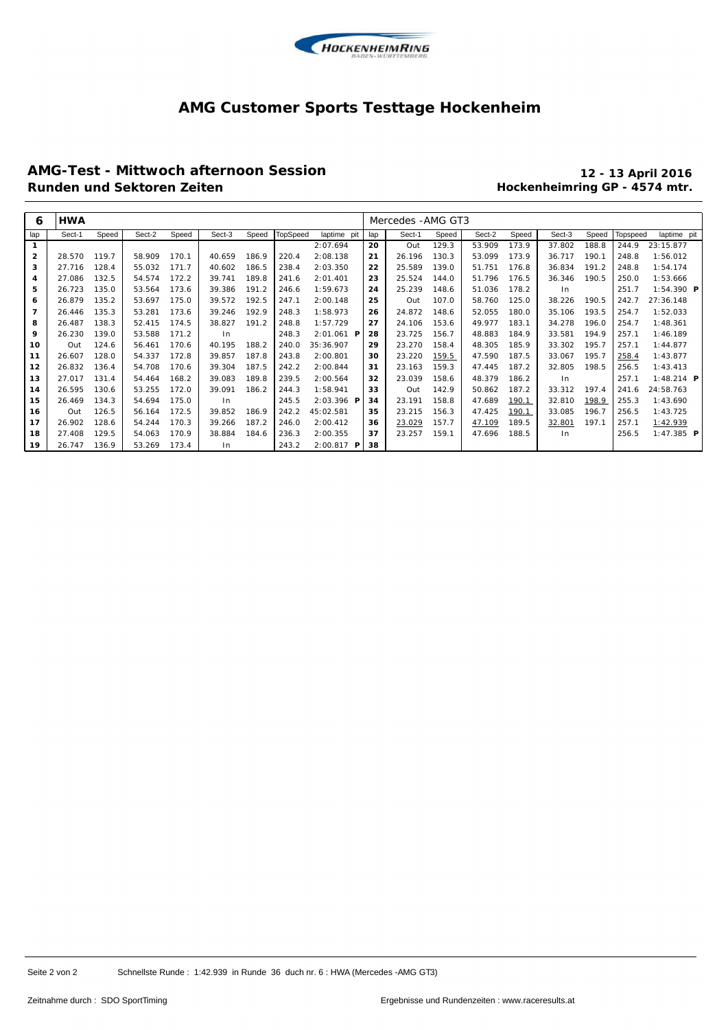# AMG Customer Sports Testtage Hockenheim

## AMG-Test - Mittwoch afternoon Session

**Runden und Sektoren Zeiten**

**12 - 13 April 2016**

**Hockenheimring GP - 4574 mtr.**

| 6 | HWA | | | | | | | | | Mercedes -AMG GT3 | | | | | | | | | |
|---|---|---|---|---|---|---|---|---|---|---|---|---|---|---|---|---|---|---|---|
| lap | Sect-1 | Speed | Sect-2 | Speed | Sect-3 | Speed | TopSpeed | laptime | pit | lap | Sect-1 | Speed | Sect-2 | Speed | Sect-3 | Speed | Topspeed | laptime | pit |
| 1 | | | | | | | | 2:07.694 | | 20 | Out | 129.3 | 53.909 | 173.9 | 37.802 | 188.8 | 244.9 | 23:15.877 | |
| 2 | 28.570 | 119.7 | 58.909 | 170.1 | 40.659 | 186.9 | 220.4 | 2:08.138 | | 21 | 26.196 | 130.3 | 53.099 | 173.9 | 36.717 | 190.1 | 248.8 | 1:56.012 | |
| 3 | 27.716 | 128.4 | 55.032 | 171.7 | 40.602 | 186.5 | 238.4 | 2:03.350 | | 22 | 25.589 | 139.0 | 51.751 | 176.8 | 36.834 | 191.2 | 248.8 | 1:54.174 | |
| 4 | 27.086 | 132.5 | 54.574 | 172.2 | 39.741 | 189.8 | 241.6 | 2:01.401 | | 23 | 25.524 | 144.0 | 51.796 | 176.5 | 36.346 | 190.5 | 250.0 | 1:53.666 | |
| 5 | 26.723 | 135.0 | 53.564 | 173.6 | 39.386 | 191.2 | 246.6 | 1:59.673 | | 24 | 25.239 | 148.6 | 51.036 | 178.2 | In | | 251.7 | 1:54.390 | P |
| 6 | 26.879 | 135.2 | 53.697 | 175.0 | 39.572 | 192.5 | 247.1 | 2:00.148 | | 25 | Out | 107.0 | 58.760 | 125.0 | 38.226 | 190.5 | 242.7 | 27:36.148 | |
| 7 | 26.446 | 135.3 | 53.281 | 173.6 | 39.246 | 192.9 | 248.3 | 1:58.973 | | 26 | 24.872 | 148.6 | 52.055 | 180.0 | 35.106 | 193.5 | 254.7 | 1:52.033 | |
| 8 | 26.487 | 138.3 | 52.415 | 174.5 | 38.827 | 191.2 | 248.8 | 1:57.729 | | 27 | 24.106 | 153.6 | 49.977 | 183.1 | 34.278 | 196.0 | 254.7 | 1:48.361 | |
| 9 | 26.230 | 139.0 | 53.588 | 171.2 | In | | 248.3 | 2:01.061 | P | 28 | 23.725 | 156.7 | 48.883 | 184.9 | 33.581 | 194.9 | 257.1 | 1:46.189 | |
| 10 | Out | 124.6 | 56.461 | 170.6 | 40.195 | 188.2 | 240.0 | 35:36.907 | | 29 | 23.270 | 158.4 | 48.305 | 185.9 | 33.302 | 195.7 | 257.1 | 1:44.877 | |
| 11 | 26.607 | 128.0 | 54.337 | 172.8 | 39.857 | 187.8 | 243.8 | 2:00.801 | | 30 | 23.220 | 159.5 | 47.590 | 187.5 | 33.067 | 195.7 | 258.4 | 1:43.877 | |
| 12 | 26.832 | 136.4 | 54.708 | 170.6 | 39.304 | 187.5 | 242.2 | 2:00.844 | | 31 | 23.163 | 159.3 | 47.445 | 187.2 | 32.805 | 198.5 | 256.5 | 1:43.413 | |
| 13 | 27.017 | 131.4 | 54.464 | 168.2 | 39.083 | 189.8 | 239.5 | 2:00.564 | | 32 | 23.039 | 158.6 | 48.379 | 186.2 | In | | 257.1 | 1:48.214 | P |
| 14 | 26.595 | 130.6 | 53.255 | 172.0 | 39.091 | 186.2 | 244.3 | 1:58.941 | | 33 | Out | 142.9 | 50.862 | 187.2 | 33.312 | 197.4 | 241.6 | 24:58.763 | |
| 15 | 26.469 | 134.3 | 54.694 | 175.0 | In | | 245.5 | 2:03.396 | P | 34 | 23.191 | 158.8 | 47.689 | 190.1 | 32.810 | 198.9 | 255.3 | 1:43.690 | |
| 16 | Out | 126.5 | 56.164 | 172.5 | 39.852 | 186.9 | 242.2 | 45:02.581 | | 35 | 23.215 | 156.3 | 47.425 | 190.1 | 33.085 | 196.7 | 256.5 | 1:43.725 | |
| 17 | 26.902 | 128.6 | 54.244 | 170.3 | 39.266 | 187.2 | 246.0 | 2:00.412 | | 36 | 23.029 | 157.7 | 47.109 | 189.5 | 32.801 | 197.1 | 257.1 | 1:42.939 | |
| 18 | 27.408 | 129.5 | 54.063 | 170.9 | 38.884 | 184.6 | 236.3 | 2:00.355 | | 37 | 23.257 | 159.1 | 47.696 | 188.5 | In | | 256.5 | 1:47.385 | P |
| 19 | 26.747 | 136.9 | 53.269 | 173.4 | In | | 243.2 | 2:00.817 | P | 38 | | | | | | | | | |

Schnellste Runde : 1:42.939 in Runde 36 duch nr. 6 : HWA (Mercedes -AMG GT3)

Zeitnahme durch : SDO SportTiming

Ergebnisse und Rundenzeiten : www.raceresults.at